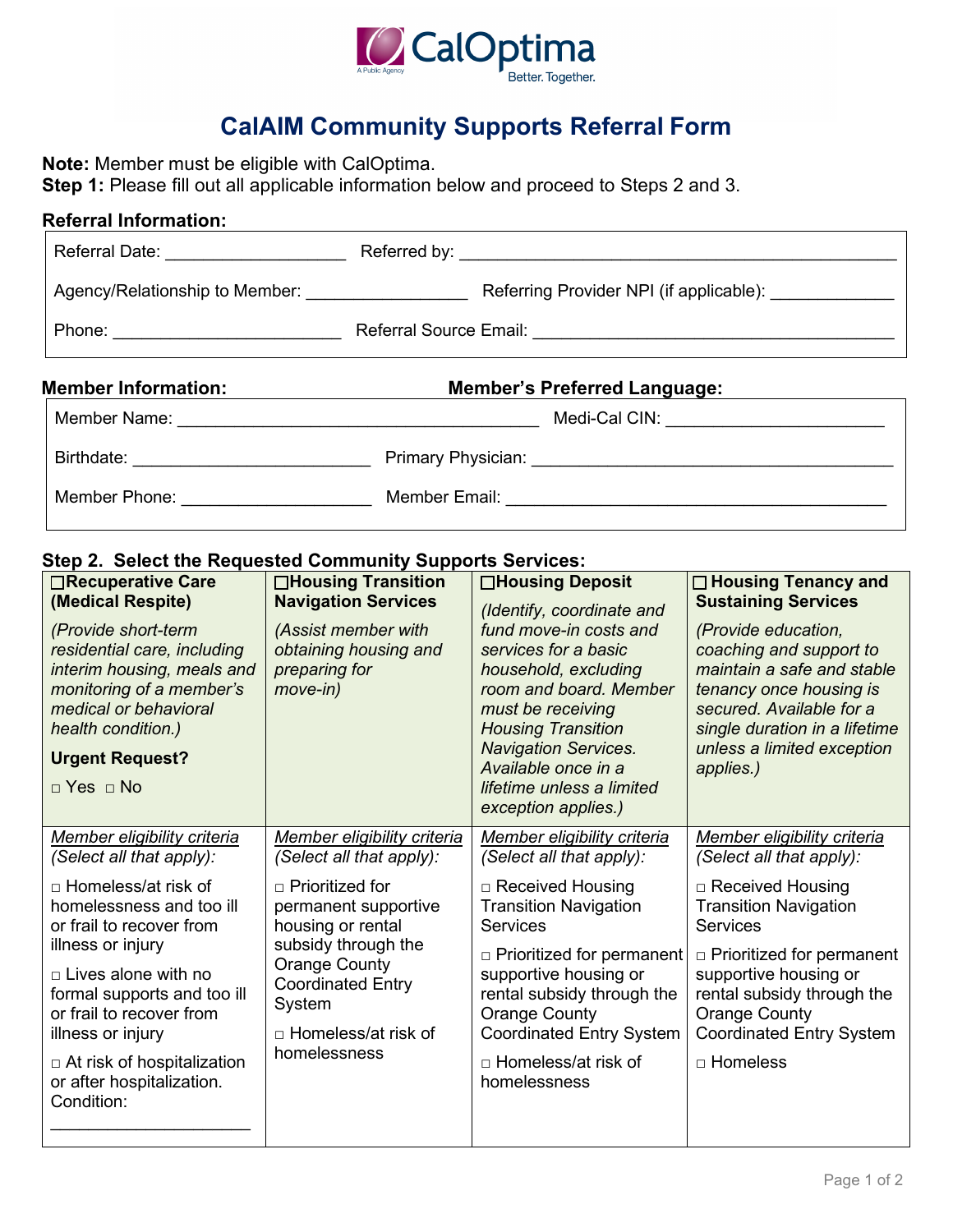CalOptima
A Public Agency
Better. Together.

# CalAIM Community Supports Referral Form

**Note:** Member must be eligible with CalOptima.
**Step 1:** Please fill out all applicable information below and proceed to Steps 2 and 3.

**Referral Information:**

Referral Date: ___________________ Referred by: ______________________________________________

Agency/Relationship to Member: ________________ Referring Provider NPI (if applicable): ____________

Phone: ________________________ Referral Source Email: ____________________________________

**Member Information:** **Member's Preferred Language:**

Member Name: ______________________________________ Medi-Cal CIN: ______________________

Birthdate: _________________________ Primary Physician: ______________________________________

Member Phone: ____________________ Member Email: ________________________________________

**Step 2. Select the Requested Community Supports Services:**

| ☐ **Recuperative Care (Medical Respite)** | ☐ **Housing Transition Navigation Services** | ☐ **Housing Deposit** | ☐ **Housing Tenancy and Sustaining Services** |
|---|---|---|---|
| *(Provide short-term residential care, including interim housing, meals and monitoring of a member's medical or behavioral health condition.)*<br><br>**Urgent Request?**<br>□ Yes □ No | *(Assist member with obtaining housing and preparing for move-in)* | *(Identify, coordinate and fund move-in costs and services for a basic household, excluding room and board. Member must be receiving Housing Transition Navigation Services. Available once in a lifetime unless a limited exception applies.)* | *(Provide education, coaching and support to maintain a safe and stable tenancy once housing is secured. Available for a single duration in a lifetime unless a limited exception applies.)* |
| *Member eligibility criteria (Select all that apply):*<br><br>□ Homeless/at risk of homelessness and too ill or frail to recover from illness or injury<br><br>□ Lives alone with no formal supports and too ill or frail to recover from illness or injury<br><br>□ At risk of hospitalization or after hospitalization. Condition:<br>____________________ | *Member eligibility criteria (Select all that apply):*<br><br>□ Prioritized for permanent supportive housing or rental subsidy through the Orange County Coordinated Entry System<br><br>□ Homeless/at risk of homelessness | *Member eligibility criteria (Select all that apply):*<br><br>□ Received Housing Transition Navigation Services<br><br>□ Prioritized for permanent supportive housing or rental subsidy through the Orange County Coordinated Entry System<br><br>□ Homeless/at risk of homelessness | *Member eligibility criteria (Select all that apply):*<br><br>□ Received Housing Transition Navigation Services<br><br>□ Prioritized for permanent supportive housing or rental subsidy through the Orange County Coordinated Entry System<br><br>□ Homeless |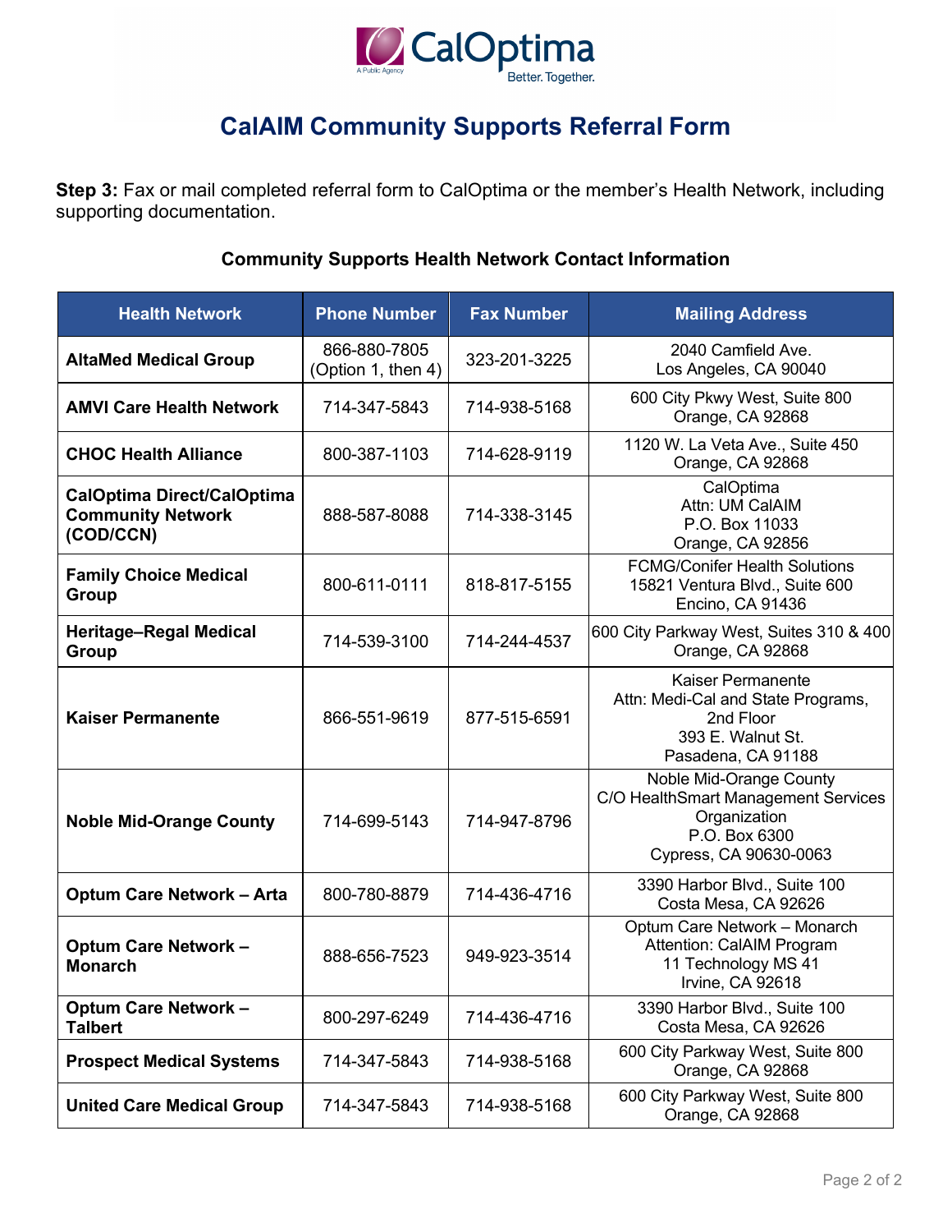# CalAIM Community Supports Referral Form

**Step 3:** Fax or mail completed referral form to CalOptima or the member's Health Network, including supporting documentation.

### Community Supports Health Network Contact Information

| Health Network | Phone Number | Fax Number | Mailing Address |
|---|---|---|---|
| **AltaMed Medical Group** | 866-880-7805 (Option 1, then 4) | 323-201-3225 | 2040 Camfield Ave. Los Angeles, CA 90040 |
| **AMVI Care Health Network** | 714-347-5843 | 714-938-5168 | 600 City Pkwy West, Suite 800 Orange, CA 92868 |
| **CHOC Health Alliance** | 800-387-1103 | 714-628-9119 | 1120 W. La Veta Ave., Suite 450 Orange, CA 92868 |
| **CalOptima Direct/CalOptima Community Network (COD/CCN)** | 888-587-8088 | 714-338-3145 | CalOptima Attn: UM CalAIM P.O. Box 11033 Orange, CA 92856 |
| **Family Choice Medical Group** | 800-611-0111 | 818-817-5155 | FCMG/Conifer Health Solutions 15821 Ventura Blvd., Suite 600 Encino, CA 91436 |
| **Heritage–Regal Medical Group** | 714-539-3100 | 714-244-4537 | 600 City Parkway West, Suites 310 & 400 Orange, CA 92868 |
| **Kaiser Permanente** | 866-551-9619 | 877-515-6591 | Kaiser Permanente Attn: Medi-Cal and State Programs, 2nd Floor 393 E. Walnut St. Pasadena, CA 91188 |
| **Noble Mid-Orange County** | 714-699-5143 | 714-947-8796 | Noble Mid-Orange County C/O HealthSmart Management Services Organization P.O. Box 6300 Cypress, CA 90630-0063 |
| **Optum Care Network – Arta** | 800-780-8879 | 714-436-4716 | 3390 Harbor Blvd., Suite 100 Costa Mesa, CA 92626 |
| **Optum Care Network – Monarch** | 888-656-7523 | 949-923-3514 | Optum Care Network – Monarch Attention: CalAIM Program 11 Technology MS 41 Irvine, CA 92618 |
| **Optum Care Network – Talbert** | 800-297-6249 | 714-436-4716 | 3390 Harbor Blvd., Suite 100 Costa Mesa, CA 92626 |
| **Prospect Medical Systems** | 714-347-5843 | 714-938-5168 | 600 City Parkway West, Suite 800 Orange, CA 92868 |
| **United Care Medical Group** | 714-347-5843 | 714-938-5168 | 600 City Parkway West, Suite 800 Orange, CA 92868 |